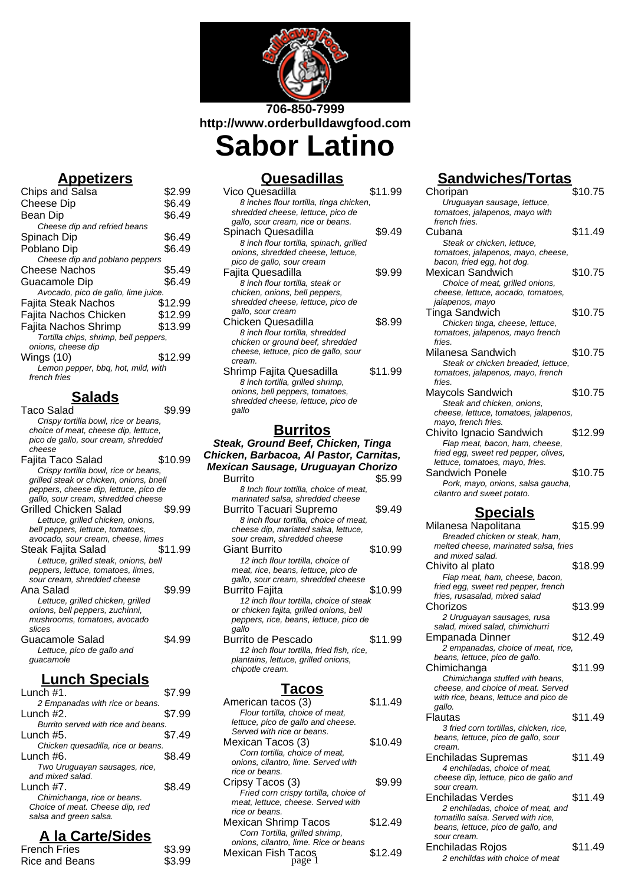706-850-7999
http://www.orderbulldawgfood.com

# Sabor Latino

## Appetizers

Chips and Salsa $2.99

Cheese Dip $6.49

Bean Dip $6.49
*Cheese dip and refried beans*

Spinach Dip $6.49

Poblano Dip $6.49
*Cheese dip and poblano peppers*

Cheese Nachos $5.49

Guacamole Dip $6.49
*Avocado, pico de gallo, lime juice.*

Fajita Steak Nachos $12.99

Fajita Nachos Chicken $12.99

Fajita Nachos Shrimp $13.99
*Tortilla chips, shrimp, bell peppers, onions, cheese dip*

Wings (10) $12.99
*Lemon pepper, bbq, hot, mild, with french fries*

## Salads

Taco Salad $9.99
*Crispy tortilla bowl, rice or beans, choice of meat, cheese dip, lettuce, pico de gallo, sour cream, shredded cheese*

Fajita Taco Salad $10.99
*Crispy tortilla bowl, rice or beans, grilled steak or chicken, onions, bnell peppers, cheese dip, lettuce, pico de gallo, sour cream, shredded cheese*

Grilled Chicken Salad $9.99
*Lettuce, grilled chicken, onions, bell peppers, lettuce, tomatoes, avocado, sour cream, cheese, limes*

Steak Fajita Salad $11.99
*Lettuce, grilled steak, onions, bell peppers, lettuce, tomatoes, limes, sour cream, shredded cheese*

Ana Salad $9.99
*Lettuce, grilled chicken, grilled onions, bell peppers, zuchinni, mushrooms, tomatoes, avocado slices*

Guacamole Salad $4.99
*Lettuce, pico de gallo and guacamole*

## Lunch Specials

Lunch #1. $7.99
*2 Empanadas with rice or beans.*

Lunch #2. $7.99
*Burrito served with rice and beans.*

Lunch #5. $7.49
*Chicken quesadilla, rice or beans.*

Lunch #6. $8.49
*Two Uruguayan sausages, rice, and mixed salad.*

Lunch #7. $8.49
*Chimichanga, rice or beans. Choice of meat. Cheese dip, red salsa and green salsa.*

## A la Carte/Sides

French Fries $3.99

Rice and Beans $3.99

## Quesadillas

Vico Quesadilla $11.99
*8 inches flour tortilla, tinga chicken, shredded cheese, lettuce, pico de gallo, sour cream, rice or beans.*

Spinach Quesadilla $9.49
*8 inch flour tortilla, spinach, grilled onions, shredded cheese, lettuce, pico de gallo, sour cream*

Fajita Quesadilla $9.99
*8 inch flour tortilla, steak or chicken, onions, bell peppers, shredded cheese, lettuce, pico de gallo, sour cream*

Chicken Quesadilla $8.99
*8 inch flour tortilla, shredded chicken or ground beef, shredded cheese, lettuce, pico de gallo, sour cream.*

Shrimp Fajita Quesadilla $11.99
*8 inch tortilla, grilled shrimp, onions, bell peppers, tomatoes, shredded cheese, lettuce, pico de gallo*

## Burritos

***Steak, Ground Beef, Chicken, Tinga Chicken, Barbacoa, Al Pastor, Carnitas, Mexican Sausage, Uruguayan Chorizo***

Burrito $5.99
*8 Inch flour tottilla, choice of meat, marinated salsa, shredded cheese*

Burrito Tacuari Supremo $9.49
*8 inch flour tortilla, choice of meat, cheese dip, mariated salsa, lettuce, sour cream, shredded cheese*

Giant Burrito $10.99
*12 inch flour tortilla, choice of meat, rice, beans, lettuce, pico de gallo, sour cream, shredded cheese*

Burrito Fajita $10.99
*12 inch flour tortilla, choice of steak or chicken fajita, grilled onions, bell peppers, rice, beans, lettuce, pico de gallo*

Burrito de Pescado $11.99
*12 inch flour tortilla, fried fish, rice, plantains, lettuce, grilled onions, chipotle cream.*

## Tacos

American tacos (3) $11.49
*Flour tortilla, choice of meat, lettuce, pico de gallo and cheese. Served with rice or beans.*

Mexican Tacos (3) $10.49
*Corn tortilla, choice of meat, onions, cilantro, lime. Served with rice or beans.*

Cipsy Tacos (3) $9.99
*Fried corn crispy tortilla, choice of meat, lettuce, cheese. Served with rice or beans.*

Mexican Shrimp Tacos $12.49
*Corn Tortilla, grilled shrimp, onions, cilantro, lime. Rice or beans*

Mexican Fish Tacos $12.49

## Sandwiches/Tortas

Choripan $10.75
*Uruguayan sausage, lettuce, tomatoes, jalapenos, mayo with french fries.*

Cubana $11.49
*Steak or chicken, lettuce, tomatoes, jalapenos, mayo, cheese, bacon, fried egg, hot dog.*

Mexican Sandwich $10.75
*Choice of meat, grilled onions, cheese, lettuce, aocado, tomatoes, jalapenos, mayo*

Tinga Sandwich $10.75
*Chicken tinga, cheese, lettuce, tomatoes, jalapenos, mayo french fries.*

Milanesa Sandwich $10.75
*Steak or chicken breaded, lettuce, tomatoes, jalapenos, mayo, french fries.*

Maycols Sandwich $10.75
*Steak and chicken, onions, cheese, lettuce, tomatoes, jalapenos, mayo, french fries.*

Chivito Ignacio Sandwich $12.99
*Flap meat, bacon, ham, cheese, fried egg, sweet red pepper, olives, lettuce, tomatoes, mayo, fries.*

Sandwich Ponele $10.75
*Pork, mayo, onions, salsa gaucha, cilantro and sweet potato.*

## Specials

Milanesa Napolitana $15.99
*Breaded chicken or steak, ham, melted cheese, marinated salsa, fries and mixed salad.*

Chivito al plato $18.99
*Flap meat, ham, cheese, bacon, fried egg, sweet red pepper, french fries, rusasalad, mixed salad*

Chorizos $13.99
*2 Uruguayan sausages, rusa salad, mixed salad, chimichurri*

Empanada Dinner $12.49
*2 empanadas, choice of meat, rice, beans, lettuce, pico de gallo.*

Chimichanga $11.99
*Chimichanga stuffed with beans, cheese, and choice of meat. Served with rice, beans, lettuce and pico de gallo.*

Flautas $11.49
*3 fried corn tortillas, chicken, rice, beans, lettuce, pico de gallo, sour cream.*

Enchiladas Supremas $11.49
*4 enchiladas, choice of meat, cheese dip, lettuce, pico de gallo and sour cream.*

Enchiladas Verdes $11.49
*2 enchiladas, choice of meat, and tomatillo salsa. Served with rice, beans, lettuce, pico de gallo, and sour cream.*

Enchiladas Rojos $11.49
*2 enchildas with choice of meat*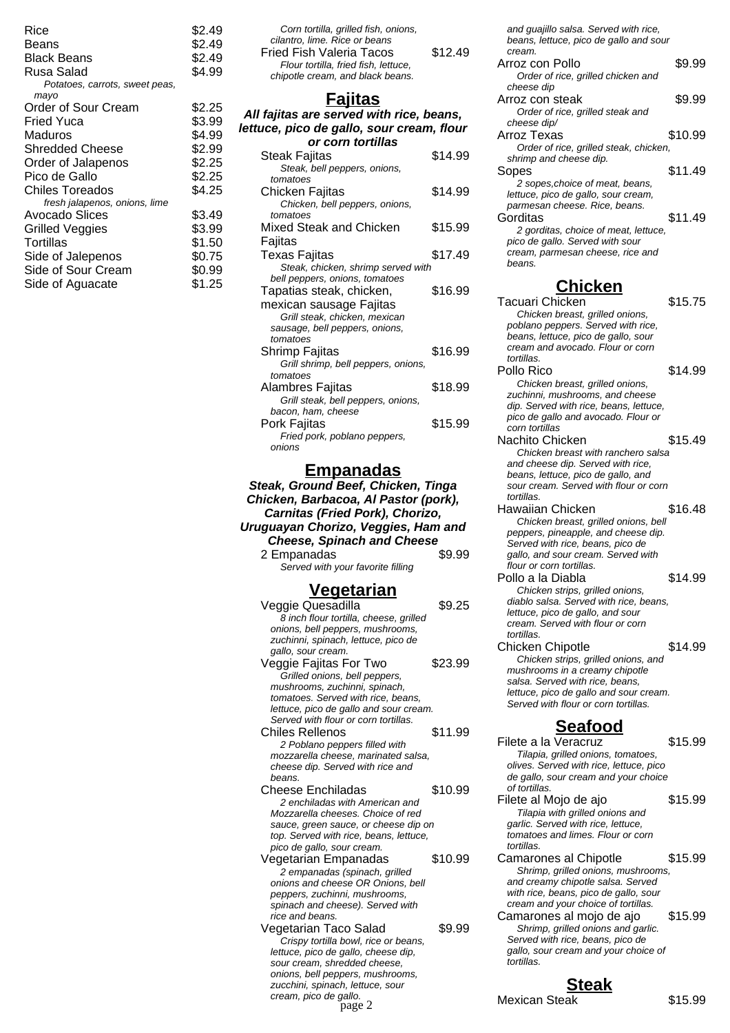| | |
|---|---|
| Rice | $2.49 |
| Beans | $2.49 |
| Black Beans | $2.49 |
| Rusa Salad<br>*Potatoes, carrots, sweet peas, mayo* | $4.99 |
| Order of Sour Cream | $2.25 |
| Fried Yuca | $3.99 |
| Maduros | $4.99 |
| Shredded Cheese | $2.99 |
| Order of Jalapenos | $2.25 |
| Pico de Gallo | $2.25 |
| Chiles Toreados<br>*fresh jalapenos, onions, lime* | $4.25 |
| Avocado Slices | $3.49 |
| Grilled Veggies | $3.99 |
| Tortillas | $1.50 |
| Side of Jalepenos | $0.75 |
| Side of Sour Cream | $0.99 |
| Side of Aguacate | $1.25 |

*Corn tortilla, grilled fish, onions, cilantro, lime. Rice or beans*

Fried Fish Valeria Tacos — $12.49
*Flour tortilla, fried fish, lettuce, chipotle cream, and black beans.*

## Fajitas

***All fajitas are served with rice, beans, lettuce, pico de gallo, sour cream, flour or corn tortillas***

Steak Fajitas — $14.99
*Steak, bell peppers, onions, tomatoes*

Chicken Fajitas — $14.99
*Chicken, bell peppers, onions, tomatoes*

Mixed Steak and Chicken Fajitas — $15.99

Texas Fajitas — $17.49
*Steak, chicken, shrimp served with bell peppers, onions, tomatoes*

Tapatias steak, chicken, mexican sausage Fajitas — $16.99
*Grill steak, chicken, mexican sausage, bell peppers, onions, tomatoes*

Shrimp Fajitas — $16.99
*Grill shrimp, bell peppers, onions, tomatoes*

Alambres Fajitas — $18.99
*Grill steak, bell peppers, onions, bacon, ham, cheese*

Pork Fajitas — $15.99
*Fried pork, poblano peppers, onions*

## Empanadas

***Steak, Ground Beef, Chicken, Tinga Chicken, Barbacoa, Al Pastor (pork), Carnitas (Fried Pork), Chorizo, Uruguayan Chorizo, Veggies, Ham and Cheese, Spinach and Cheese***

2 Empanadas — $9.99
*Served with your favorite filling*

## Vegetarian

Veggie Quesadilla — $9.25
*8 inch flour tortilla, cheese, grilled onions, bell peppers, mushrooms, zuchinni, spinach, lettuce, pico de gallo, sour cream.*

Veggie Fajitas For Two — $23.99
*Grilled onions, bell peppers, mushrooms, zuchinni, spinach, tomatoes. Served with rice, beans, lettuce, pico de gallo and sour cream. Served with flour or corn tortillas.*

Chiles Rellenos — $11.99
*2 Poblano peppers filled with mozzarella cheese, marinated salsa, cheese dip. Served with rice and beans.*

Cheese Enchiladas — $10.99
*2 enchiladas with American and Mozzarella cheeses. Choice of red sauce, green sauce, or cheese dip on top. Served with rice, beans, lettuce, pico de gallo, sour cream.*

Vegetarian Empanadas — $10.99
*2 empanadas (spinach, grilled onions and cheese OR Onions, bell peppers, zuchinni, mushrooms, spinach and cheese). Served with rice and beans.*

Vegetarian Taco Salad — $9.99
*Crispy tortilla bowl, rice or beans, lettuce, pico de gallo, cheese dip, sour cream, shredded cheese, onions, bell peppers, mushrooms, zucchini, spinach, lettuce, sour cream, pico de gallo.*

*and guajillo salsa. Served with rice, beans, lettuce, pico de gallo and sour cream.*

Arroz con Pollo — $9.99
*Order of rice, grilled chicken and cheese dip*

Arroz con steak — $9.99
*Order of rice, grilled steak and cheese dip/*

Arroz Texas — $10.99
*Order of rice, grilled steak, chicken, shrimp and cheese dip.*

Sopes — $11.49
*2 sopes,choice of meat, beans, lettuce, pico de gallo, sour cream, parmesan cheese. Rice, beans.*

Gorditas — $11.49
*2 gorditas, choice of meat, lettuce, pico de gallo. Served with sour cream, parmesan cheese, rice and beans.*

## Chicken

Tacuari Chicken — $15.75
*Chicken breast, grilled onions, poblano peppers. Served with rice, beans, lettuce, pico de gallo, sour cream and avocado. Flour or corn tortillas.*

Pollo Rico — $14.99
*Chicken breast, grilled onions, zuchinni, mushrooms, and cheese dip. Served with rice, beans, lettuce, pico de gallo and avocado. Flour or corn tortillas*

Nachito Chicken — $15.49
*Chicken breast with ranchero salsa and cheese dip. Served with rice, beans, lettuce, pico de gallo, and sour cream. Served with flour or corn tortillas.*

Hawaiian Chicken — $16.48
*Chicken breast, grilled onions, bell peppers, pineapple, and cheese dip. Served with rice, beans, pico de gallo, and sour cream. Served with flour or corn tortillas.*

Pollo a la Diabla — $14.99
*Chicken strips, grilled onions, diablo salsa. Served with rice, beans, lettuce, pico de gallo, and sour cream. Served with flour or corn tortillas.*

Chicken Chipotle — $14.99
*Chicken strips, grilled onions, and mushrooms in a creamy chipotle salsa. Served with rice, beans, lettuce, pico de gallo and sour cream. Served with flour or corn tortillas.*

## Seafood

Filete a la Veracruz — $15.99
*Tilapia, grilled onions, tomatoes, olives. Served with rice, lettuce, pico de gallo, sour cream and your choice of tortillas.*

Filete al Mojo de ajo — $15.99
*Tilapia with grilled onions and garlic. Served with rice, lettuce, tomatoes and limes. Flour or corn tortillas.*

Camarones al Chipotle — $15.99
*Shrimp, grilled onions, mushrooms, and creamy chipotle salsa. Served with rice, beans, pico de gallo, sour cream and your choice of tortillas.*

Camarones al mojo de ajo — $15.99
*Shrimp, grilled onions and garlic. Served with rice, beans, pico de gallo, sour cream and your choice of tortillas.*

## Steak

Mexican Steak — $15.99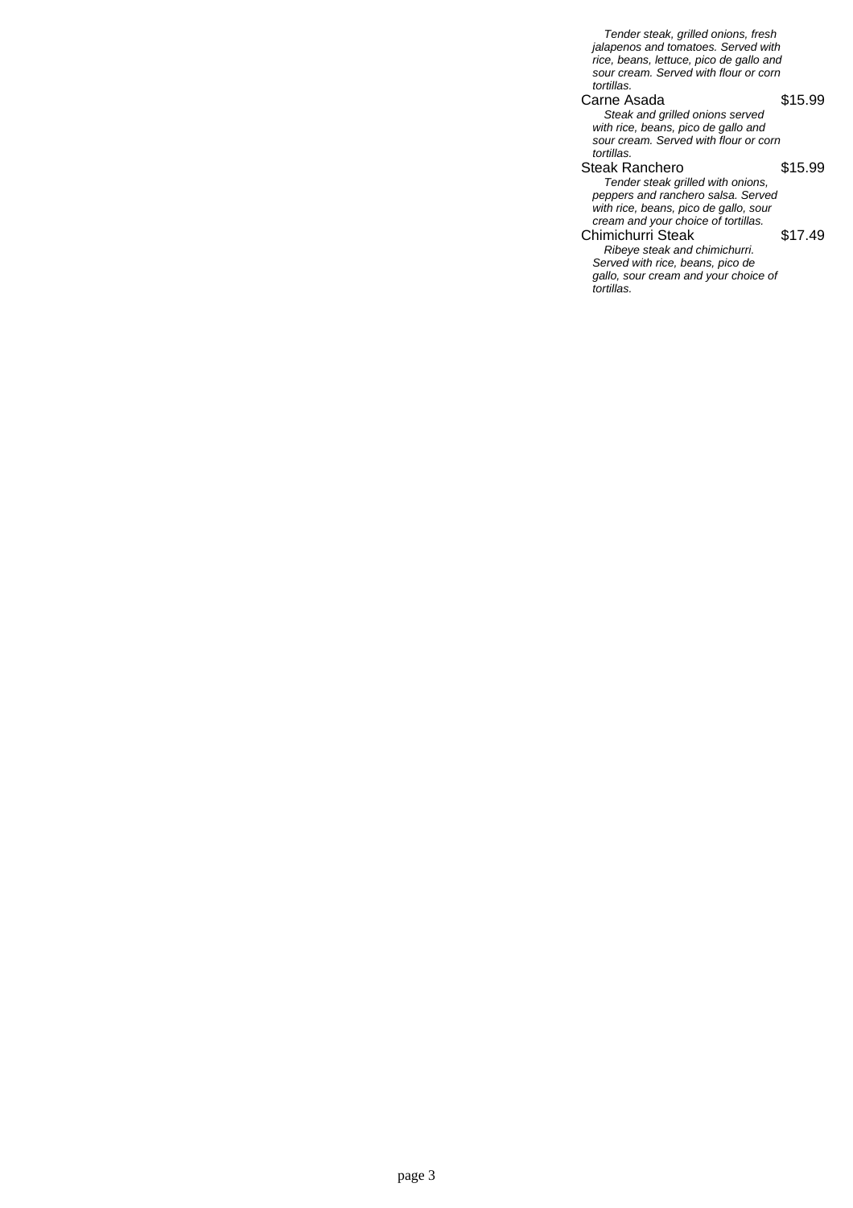*Tender steak, grilled onions, fresh jalapenos and tomatoes. Served with rice, beans, lettuce, pico de gallo and sour cream. Served with flour or corn tortillas.*

Carne Asada $15.99

*Steak and grilled onions served with rice, beans, pico de gallo and sour cream. Served with flour or corn tortillas.*

Steak Ranchero $15.99

*Tender steak grilled with onions, peppers and ranchero salsa. Served with rice, beans, pico de gallo, sour cream and your choice of tortillas.*

Chimichurri Steak $17.49

*Ribeye steak and chimichurri. Served with rice, beans, pico de gallo, sour cream and your choice of tortillas.*